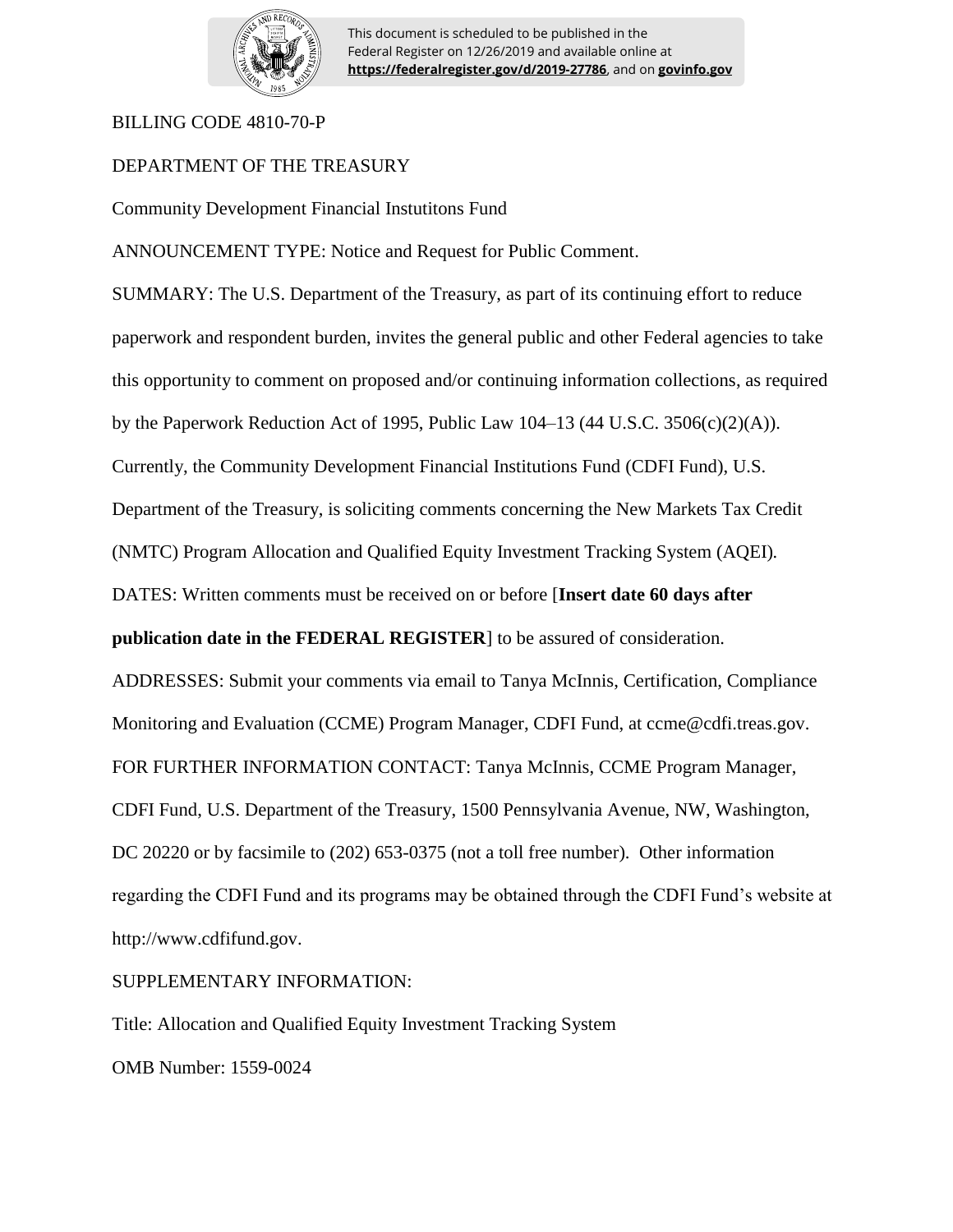This document is scheduled to be published in the Federal Register on 12/26/2019 and available online at **https://federalregister.gov/d/2019-27786**, and on **govinfo.gov**

BILLING CODE 4810-70-P

DEPARTMENT OF THE TREASURY

Community Development Financial Instutitons Fund

ANNOUNCEMENT TYPE: Notice and Request for Public Comment.

SUMMARY: The U.S. Department of the Treasury, as part of its continuing effort to reduce paperwork and respondent burden, invites the general public and other Federal agencies to take this opportunity to comment on proposed and/or continuing information collections, as required by the Paperwork Reduction Act of 1995, Public Law 104–13 (44 U.S.C. 3506(c)(2)(A)). Currently, the Community Development Financial Institutions Fund (CDFI Fund), U.S. Department of the Treasury, is soliciting comments concerning the New Markets Tax Credit (NMTC) Program Allocation and Qualified Equity Investment Tracking System (AQEI).

DATES: Written comments must be received on or before [**Insert date 60 days after publication date in the FEDERAL REGISTER**] to be assured of consideration.

ADDRESSES: Submit your comments via email to Tanya McInnis, Certification, Compliance Monitoring and Evaluation (CCME) Program Manager, CDFI Fund, at ccme@cdfi.treas.gov.

FOR FURTHER INFORMATION CONTACT: Tanya McInnis, CCME Program Manager, CDFI Fund, U.S. Department of the Treasury, 1500 Pennsylvania Avenue, NW, Washington, DC 20220 or by facsimile to (202) 653-0375 (not a toll free number). Other information regarding the CDFI Fund and its programs may be obtained through the CDFI Fund's website at http://www.cdfifund.gov.

SUPPLEMENTARY INFORMATION:

Title: Allocation and Qualified Equity Investment Tracking System

OMB Number: 1559-0024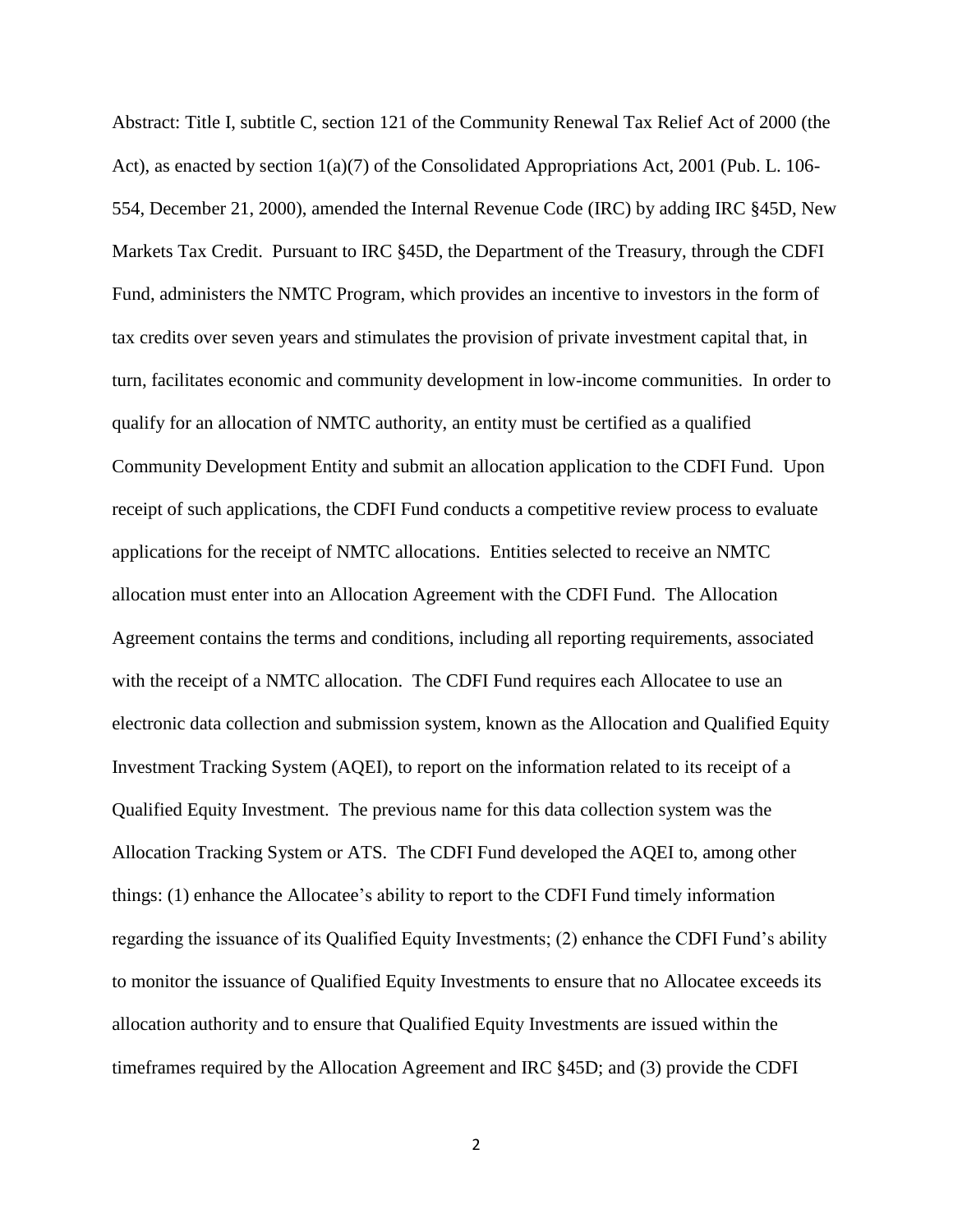Abstract: Title I, subtitle C, section 121 of the Community Renewal Tax Relief Act of 2000 (the Act), as enacted by section 1(a)(7) of the Consolidated Appropriations Act, 2001 (Pub. L. 106-554, December 21, 2000), amended the Internal Revenue Code (IRC) by adding IRC §45D, New Markets Tax Credit. Pursuant to IRC §45D, the Department of the Treasury, through the CDFI Fund, administers the NMTC Program, which provides an incentive to investors in the form of tax credits over seven years and stimulates the provision of private investment capital that, in turn, facilitates economic and community development in low-income communities. In order to qualify for an allocation of NMTC authority, an entity must be certified as a qualified Community Development Entity and submit an allocation application to the CDFI Fund. Upon receipt of such applications, the CDFI Fund conducts a competitive review process to evaluate applications for the receipt of NMTC allocations. Entities selected to receive an NMTC allocation must enter into an Allocation Agreement with the CDFI Fund. The Allocation Agreement contains the terms and conditions, including all reporting requirements, associated with the receipt of a NMTC allocation. The CDFI Fund requires each Allocatee to use an electronic data collection and submission system, known as the Allocation and Qualified Equity Investment Tracking System (AQEI), to report on the information related to its receipt of a Qualified Equity Investment. The previous name for this data collection system was the Allocation Tracking System or ATS. The CDFI Fund developed the AQEI to, among other things: (1) enhance the Allocatee's ability to report to the CDFI Fund timely information regarding the issuance of its Qualified Equity Investments; (2) enhance the CDFI Fund's ability to monitor the issuance of Qualified Equity Investments to ensure that no Allocatee exceeds its allocation authority and to ensure that Qualified Equity Investments are issued within the timeframes required by the Allocation Agreement and IRC §45D; and (3) provide the CDFI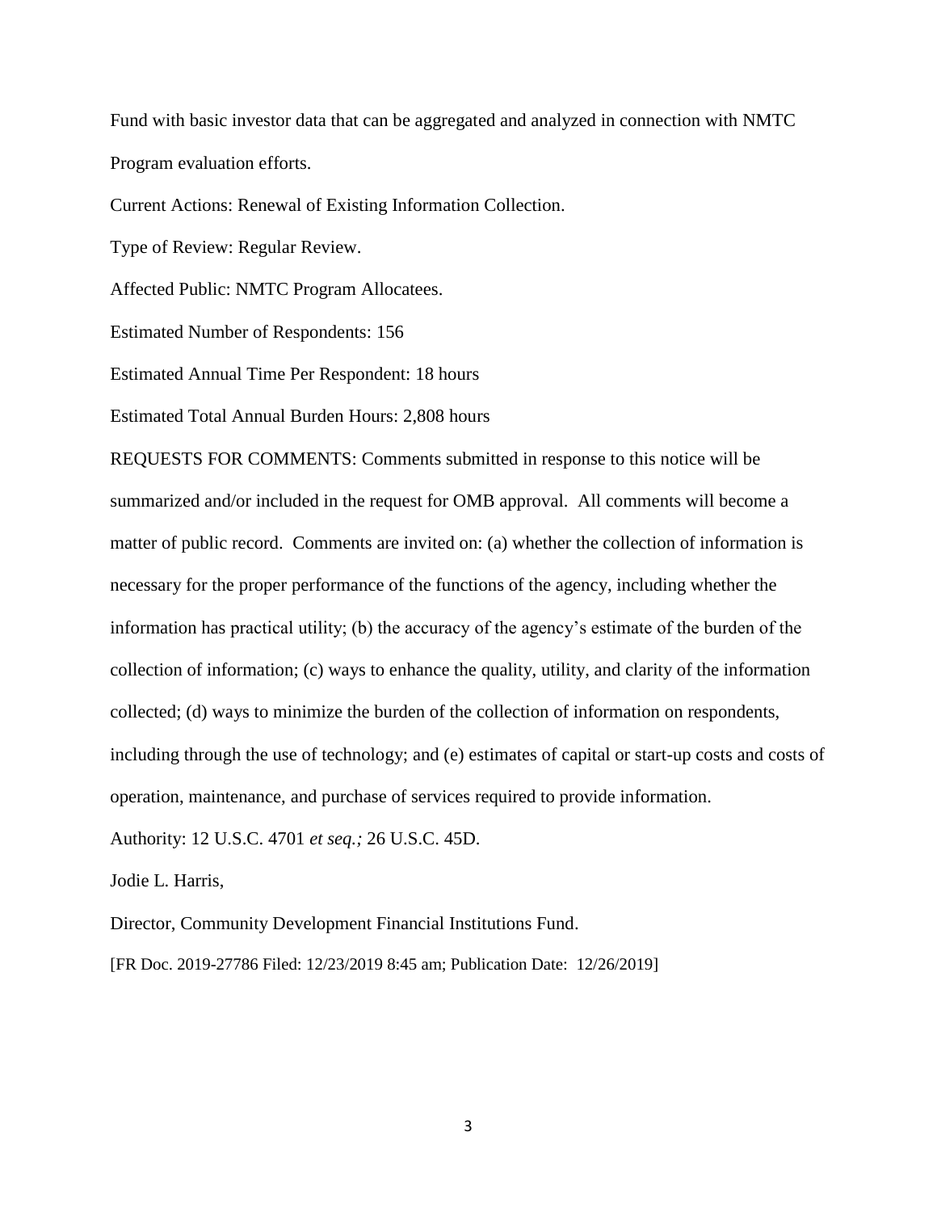Fund with basic investor data that can be aggregated and analyzed in connection with NMTC Program evaluation efforts.

Current Actions: Renewal of Existing Information Collection.

Type of Review: Regular Review.

Affected Public: NMTC Program Allocatees.

Estimated Number of Respondents: 156

Estimated Annual Time Per Respondent: 18 hours

Estimated Total Annual Burden Hours: 2,808 hours

REQUESTS FOR COMMENTS: Comments submitted in response to this notice will be summarized and/or included in the request for OMB approval. All comments will become a matter of public record. Comments are invited on: (a) whether the collection of information is necessary for the proper performance of the functions of the agency, including whether the information has practical utility; (b) the accuracy of the agency's estimate of the burden of the collection of information; (c) ways to enhance the quality, utility, and clarity of the information collected; (d) ways to minimize the burden of the collection of information on respondents, including through the use of technology; and (e) estimates of capital or start-up costs and costs of operation, maintenance, and purchase of services required to provide information.

Authority: 12 U.S.C. 4701 *et seq.;* 26 U.S.C. 45D.

Jodie L. Harris,

Director, Community Development Financial Institutions Fund.

[FR Doc. 2019-27786 Filed: 12/23/2019 8:45 am; Publication Date: 12/26/2019]